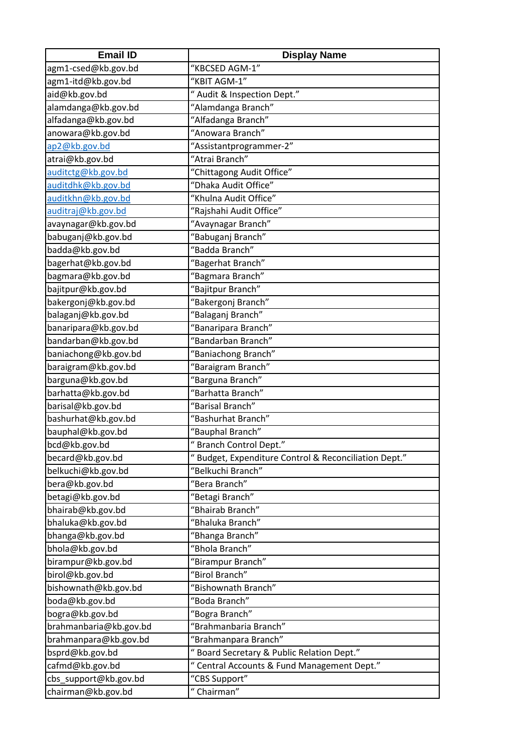| Email ID | Display Name |
|---|---|
| agm1-csed@kb.gov.bd | “KBCSED AGM-1” |
| agm1-itd@kb.gov.bd | “KBIT AGM-1” |
| aid@kb.gov.bd | “ Audit & Inspection Dept.” |
| alamdanga@kb.gov.bd | “Alamdanga Branch” |
| alfadanga@kb.gov.bd | “Alfadanga Branch” |
| anowara@kb.gov.bd | “Anowara Branch” |
| ap2@kb.gov.bd | “Assistantprogrammer-2” |
| atrai@kb.gov.bd | “Atrai Branch” |
| auditctg@kb.gov.bd | “Chittagong Audit Office” |
| auditdhk@kb.gov.bd | “Dhaka Audit Office” |
| auditkhn@kb.gov.bd | “Khulna Audit Office” |
| auditraj@kb.gov.bd | “Rajshahi Audit Office” |
| avaynagar@kb.gov.bd | “Avaynagar Branch” |
| babuganj@kb.gov.bd | “Babuganj Branch” |
| badda@kb.gov.bd | “Badda Branch” |
| bagerhat@kb.gov.bd | “Bagerhat Branch” |
| bagmara@kb.gov.bd | “Bagmara Branch” |
| bajitpur@kb.gov.bd | “Bajitpur Branch” |
| bakergonj@kb.gov.bd | “Bakergonj Branch” |
| balaganj@kb.gov.bd | “Balaganj Branch” |
| banaripara@kb.gov.bd | “Banaripara Branch” |
| bandarban@kb.gov.bd | “Bandarban Branch” |
| baniachong@kb.gov.bd | “Baniachong Branch” |
| baraigram@kb.gov.bd | “Baraigram Branch” |
| barguna@kb.gov.bd | “Barguna Branch” |
| barhatta@kb.gov.bd | “Barhatta Branch” |
| barisal@kb.gov.bd | “Barisal Branch” |
| bashurhat@kb.gov.bd | “Bashurhat Branch” |
| bauphal@kb.gov.bd | “Bauphal Branch” |
| bcd@kb.gov.bd | “ Branch Control Dept.” |
| becard@kb.gov.bd | “ Budget, Expenditure Control & Reconciliation Dept.” |
| belkuchi@kb.gov.bd | “Belkuchi Branch” |
| bera@kb.gov.bd | “Bera Branch” |
| betagi@kb.gov.bd | “Betagi Branch” |
| bhairab@kb.gov.bd | “Bhairab Branch” |
| bhaluka@kb.gov.bd | “Bhaluka Branch” |
| bhanga@kb.gov.bd | “Bhanga Branch” |
| bhola@kb.gov.bd | “Bhola Branch” |
| birampur@kb.gov.bd | “Birampur Branch” |
| birol@kb.gov.bd | “Birol Branch” |
| bishownath@kb.gov.bd | “Bishownath Branch” |
| boda@kb.gov.bd | “Boda Branch” |
| bogra@kb.gov.bd | “Bogra Branch” |
| brahmanbaria@kb.gov.bd | “Brahmanbaria Branch” |
| brahmanpara@kb.gov.bd | “Brahmanpara Branch” |
| bsprd@kb.gov.bd | “ Board Secretary & Public Relation Dept.” |
| cafmd@kb.gov.bd | “ Central Accounts & Fund Management Dept.” |
| cbs_support@kb.gov.bd | “CBS Support” |
| chairman@kb.gov.bd | “ Chairman” |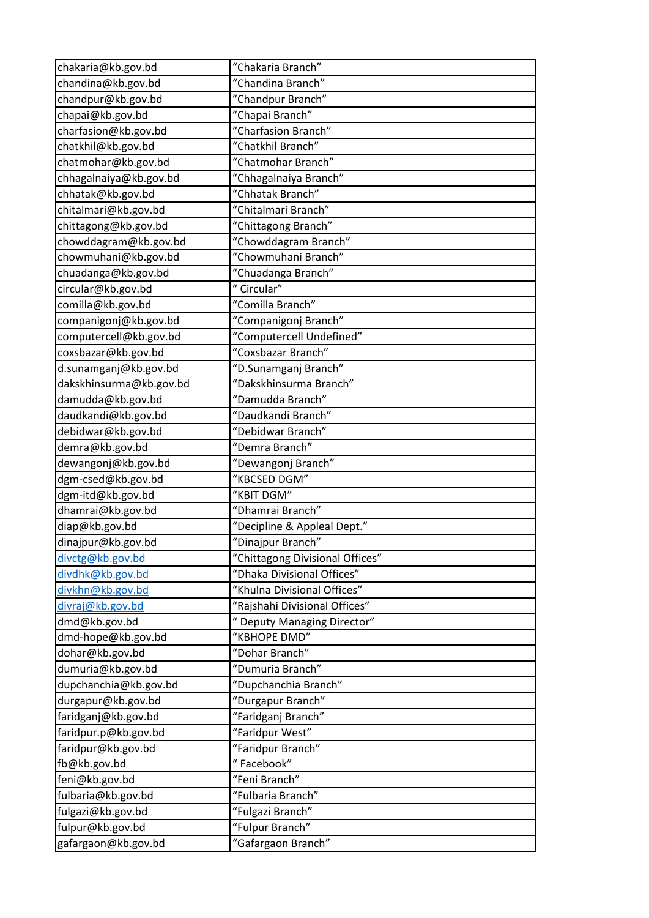| chakaria@kb.gov.bd | “Chakaria Branch” |
|---|---|
| chandina@kb.gov.bd | “Chandina Branch” |
| chandpur@kb.gov.bd | “Chandpur Branch” |
| chapai@kb.gov.bd | “Chapai Branch” |
| charfasion@kb.gov.bd | “Charfasion Branch” |
| chatkhil@kb.gov.bd | “Chatkhil Branch” |
| chatmohar@kb.gov.bd | “Chatmohar Branch” |
| chhagalnaiya@kb.gov.bd | “Chhagalnaiya Branch” |
| chhatak@kb.gov.bd | “Chhatak Branch” |
| chitalmari@kb.gov.bd | “Chitalmari Branch” |
| chittagong@kb.gov.bd | “Chittagong Branch” |
| chowddagram@kb.gov.bd | “Chowddagram Branch” |
| chowmuhani@kb.gov.bd | “Chowmuhani Branch” |
| chuadanga@kb.gov.bd | “Chuadanga Branch” |
| circular@kb.gov.bd | “ Circular” |
| comilla@kb.gov.bd | “Comilla Branch” |
| companigonj@kb.gov.bd | “Companigonj Branch” |
| computercell@kb.gov.bd | “Computercell Undefined” |
| coxsbazar@kb.gov.bd | “Coxsbazar Branch” |
| d.sunamganj@kb.gov.bd | “D.Sunamganj Branch” |
| dakskhinsurma@kb.gov.bd | “Dakskhinsurma Branch” |
| damudda@kb.gov.bd | “Damudda Branch” |
| daudkandi@kb.gov.bd | “Daudkandi Branch” |
| debidwar@kb.gov.bd | “Debidwar Branch” |
| demra@kb.gov.bd | “Demra Branch” |
| dewangonj@kb.gov.bd | “Dewangonj Branch” |
| dgm-csed@kb.gov.bd | “KBCSED DGM” |
| dgm-itd@kb.gov.bd | “KBIT DGM” |
| dhamrai@kb.gov.bd | “Dhamrai Branch” |
| diap@kb.gov.bd | “Decipline & Appleal Dept.” |
| dinajpur@kb.gov.bd | “Dinajpur Branch” |
| divctg@kb.gov.bd | “Chittagong Divisional Offices” |
| divdhk@kb.gov.bd | “Dhaka Divisional Offices” |
| divkhn@kb.gov.bd | “Khulna Divisional Offices” |
| divraj@kb.gov.bd | “Rajshahi Divisional Offices” |
| dmd@kb.gov.bd | “ Deputy Managing Director” |
| dmd-hope@kb.gov.bd | “KBHOPE DMD” |
| dohar@kb.gov.bd | “Dohar Branch” |
| dumuria@kb.gov.bd | “Dumuria Branch” |
| dupchanchia@kb.gov.bd | “Dupchanchia Branch” |
| durgapur@kb.gov.bd | “Durgapur Branch” |
| faridganj@kb.gov.bd | “Faridganj Branch” |
| faridpur.p@kb.gov.bd | “Faridpur West” |
| faridpur@kb.gov.bd | “Faridpur Branch” |
| fb@kb.gov.bd | “ Facebook” |
| feni@kb.gov.bd | “Feni Branch” |
| fulbaria@kb.gov.bd | “Fulbaria Branch” |
| fulgazi@kb.gov.bd | “Fulgazi Branch” |
| fulpur@kb.gov.bd | “Fulpur Branch” |
| gafargaon@kb.gov.bd | “Gafargaon Branch” |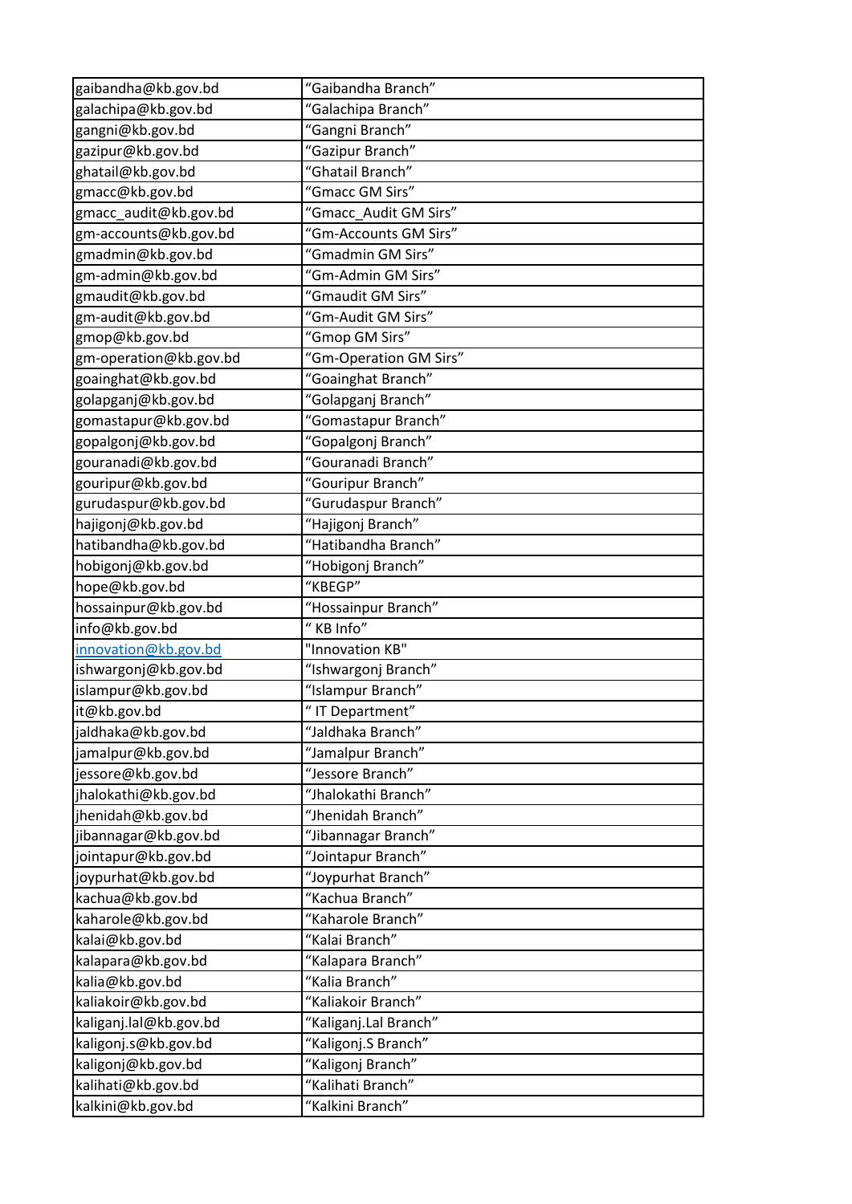| | |
|---|---|
| gaibandha@kb.gov.bd | “Gaibandha Branch” |
| galachipa@kb.gov.bd | “Galachipa Branch” |
| gangni@kb.gov.bd | “Gangni Branch” |
| gazipur@kb.gov.bd | “Gazipur Branch” |
| ghatail@kb.gov.bd | “Ghatail Branch” |
| gmacc@kb.gov.bd | “Gmacc GM Sirs” |
| gmacc_audit@kb.gov.bd | “Gmacc_Audit GM Sirs” |
| gm-accounts@kb.gov.bd | “Gm-Accounts GM Sirs” |
| gmadmin@kb.gov.bd | “Gmadmin GM Sirs” |
| gm-admin@kb.gov.bd | “Gm-Admin GM Sirs” |
| gmaudit@kb.gov.bd | “Gmaudit GM Sirs” |
| gm-audit@kb.gov.bd | “Gm-Audit GM Sirs” |
| gmop@kb.gov.bd | “Gmop GM Sirs” |
| gm-operation@kb.gov.bd | “Gm-Operation GM Sirs” |
| goainghat@kb.gov.bd | “Goainghat Branch” |
| golapganj@kb.gov.bd | “Golapganj Branch” |
| gomastapur@kb.gov.bd | “Gomastapur Branch” |
| gopalgonj@kb.gov.bd | “Gopalgonj Branch” |
| gouranadi@kb.gov.bd | “Gouranadi Branch” |
| gouripur@kb.gov.bd | “Gouripur Branch” |
| gurudaspur@kb.gov.bd | “Gurudaspur Branch” |
| hajigonj@kb.gov.bd | “Hajigonj Branch” |
| hatibandha@kb.gov.bd | “Hatibandha Branch” |
| hobigonj@kb.gov.bd | “Hobigonj Branch” |
| hope@kb.gov.bd | “KBEGP” |
| hossainpur@kb.gov.bd | “Hossainpur Branch” |
| info@kb.gov.bd | “ KB Info” |
| innovation@kb.gov.bd | "Innovation KB" |
| ishwargonj@kb.gov.bd | “Ishwargonj Branch” |
| islampur@kb.gov.bd | “Islampur Branch” |
| it@kb.gov.bd | “ IT Department” |
| jaldhaka@kb.gov.bd | “Jaldhaka Branch” |
| jamalpur@kb.gov.bd | “Jamalpur Branch” |
| jessore@kb.gov.bd | “Jessore Branch” |
| jhalokathi@kb.gov.bd | “Jhalokathi Branch” |
| jhenidah@kb.gov.bd | “Jhenidah Branch” |
| jibannagar@kb.gov.bd | “Jibannagar Branch” |
| jointapur@kb.gov.bd | “Jointapur Branch” |
| joypurhat@kb.gov.bd | “Joypurhat Branch” |
| kachua@kb.gov.bd | “Kachua Branch” |
| kaharole@kb.gov.bd | “Kaharole Branch” |
| kalai@kb.gov.bd | “Kalai Branch” |
| kalapara@kb.gov.bd | “Kalapara Branch” |
| kalia@kb.gov.bd | “Kalia Branch” |
| kaliakoir@kb.gov.bd | “Kaliakoir Branch” |
| kaliganj.lal@kb.gov.bd | “Kaliganj.Lal Branch” |
| kaligonj.s@kb.gov.bd | “Kaligonj.S Branch” |
| kaligonj@kb.gov.bd | “Kaligonj Branch” |
| kalihati@kb.gov.bd | “Kalihati Branch” |
| kalkini@kb.gov.bd | “Kalkini Branch” |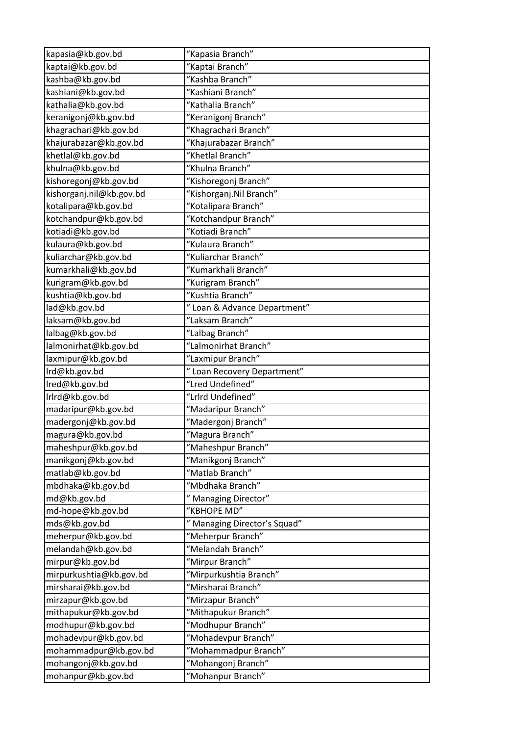| kapasia@kb.gov.bd | "Kapasia Branch" |
|---|---|
| kaptai@kb.gov.bd | "Kaptai Branch" |
| kashba@kb.gov.bd | "Kashba Branch" |
| kashiani@kb.gov.bd | "Kashiani Branch" |
| kathalia@kb.gov.bd | "Kathalia Branch" |
| keranigonj@kb.gov.bd | "Keranigonj Branch" |
| khagrachari@kb.gov.bd | "Khagrachari Branch" |
| khajurabazar@kb.gov.bd | "Khajurabazar Branch" |
| khetlal@kb.gov.bd | "Khetlal Branch" |
| khulna@kb.gov.bd | "Khulna Branch" |
| kishoregonj@kb.gov.bd | "Kishoregonj Branch" |
| kishorganj.nil@kb.gov.bd | "Kishorganj.Nil Branch" |
| kotalipara@kb.gov.bd | "Kotalipara Branch" |
| kotchandpur@kb.gov.bd | "Kotchandpur Branch" |
| kotiadi@kb.gov.bd | "Kotiadi Branch" |
| kulaura@kb.gov.bd | "Kulaura Branch" |
| kuliarchar@kb.gov.bd | "Kuliarchar Branch" |
| kumarkhali@kb.gov.bd | "Kumarkhali Branch" |
| kurigram@kb.gov.bd | "Kurigram Branch" |
| kushtia@kb.gov.bd | "Kushtia Branch" |
| lad@kb.gov.bd | " Loan & Advance Department" |
| laksam@kb.gov.bd | "Laksam Branch" |
| lalbag@kb.gov.bd | "Lalbag Branch" |
| lalmonirhat@kb.gov.bd | "Lalmonirhat Branch" |
| laxmipur@kb.gov.bd | "Laxmipur Branch" |
| lrd@kb.gov.bd | " Loan Recovery Department" |
| lred@kb.gov.bd | "Lred Undefined" |
| lrlrd@kb.gov.bd | "Lrlrd Undefined" |
| madaripur@kb.gov.bd | "Madaripur Branch" |
| madergonj@kb.gov.bd | "Madergonj Branch" |
| magura@kb.gov.bd | "Magura Branch" |
| maheshpur@kb.gov.bd | "Maheshpur Branch" |
| manikgonj@kb.gov.bd | "Manikgonj Branch" |
| matlab@kb.gov.bd | "Matlab Branch" |
| mbdhaka@kb.gov.bd | "Mbdhaka Branch" |
| md@kb.gov.bd | " Managing Director" |
| md-hope@kb.gov.bd | "KBHOPE MD" |
| mds@kb.gov.bd | " Managing Director's Squad" |
| meherpur@kb.gov.bd | "Meherpur Branch" |
| melandah@kb.gov.bd | "Melandah Branch" |
| mirpur@kb.gov.bd | "Mirpur Branch" |
| mirpurkushtia@kb.gov.bd | "Mirpurkushtia Branch" |
| mirsharai@kb.gov.bd | "Mirsharai Branch" |
| mirzapur@kb.gov.bd | "Mirzapur Branch" |
| mithapukur@kb.gov.bd | "Mithapukur Branch" |
| modhupur@kb.gov.bd | "Modhupur Branch" |
| mohadevpur@kb.gov.bd | "Mohadevpur Branch" |
| mohammadpur@kb.gov.bd | "Mohammadpur Branch" |
| mohangonj@kb.gov.bd | "Mohangonj Branch" |
| mohanpur@kb.gov.bd | "Mohanpur Branch" |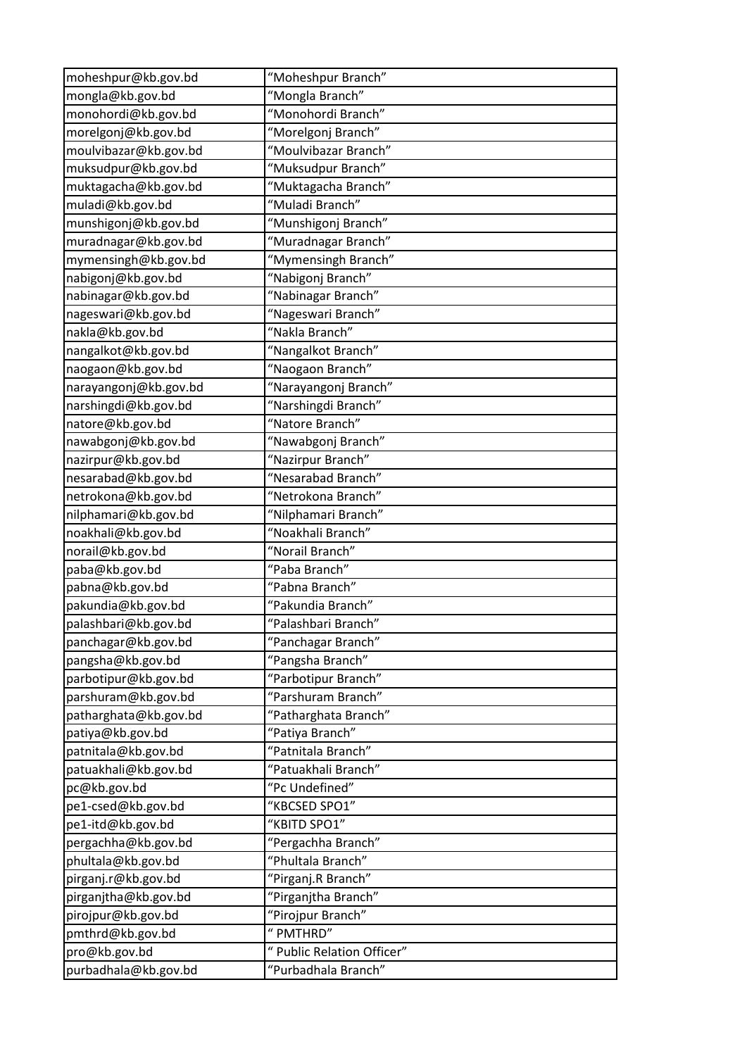| moheshpur@kb.gov.bd | “Moheshpur Branch” |
|---|---|
| mongla@kb.gov.bd | “Mongla Branch” |
| monohordi@kb.gov.bd | “Monohordi Branch” |
| morelgonj@kb.gov.bd | “Morelgonj Branch” |
| moulvibazar@kb.gov.bd | “Moulvibazar Branch” |
| muksudpur@kb.gov.bd | “Muksudpur Branch” |
| muktagacha@kb.gov.bd | “Muktagacha Branch” |
| muladi@kb.gov.bd | “Muladi Branch” |
| munshigonj@kb.gov.bd | “Munshigonj Branch” |
| muradnagar@kb.gov.bd | “Muradnagar Branch” |
| mymensingh@kb.gov.bd | “Mymensingh Branch” |
| nabigonj@kb.gov.bd | “Nabigonj Branch” |
| nabinagar@kb.gov.bd | “Nabinagar Branch” |
| nageswari@kb.gov.bd | “Nageswari Branch” |
| nakla@kb.gov.bd | “Nakla Branch” |
| nangalkot@kb.gov.bd | “Nangalkot Branch” |
| naogaon@kb.gov.bd | “Naogaon Branch” |
| narayangonj@kb.gov.bd | “Narayangonj Branch” |
| narshingdi@kb.gov.bd | “Narshingdi Branch” |
| natore@kb.gov.bd | “Natore Branch” |
| nawabgonj@kb.gov.bd | “Nawabgonj Branch” |
| nazirpur@kb.gov.bd | “Nazirpur Branch” |
| nesarabad@kb.gov.bd | “Nesarabad Branch” |
| netrokona@kb.gov.bd | “Netrokona Branch” |
| nilphamari@kb.gov.bd | “Nilphamari Branch” |
| noakhali@kb.gov.bd | “Noakhali Branch” |
| norail@kb.gov.bd | “Norail Branch” |
| paba@kb.gov.bd | “Paba Branch” |
| pabna@kb.gov.bd | “Pabna Branch” |
| pakundia@kb.gov.bd | “Pakundia Branch” |
| palashbari@kb.gov.bd | “Palashbari Branch” |
| panchagar@kb.gov.bd | “Panchagar Branch” |
| pangsha@kb.gov.bd | “Pangsha Branch” |
| parbotipur@kb.gov.bd | “Parbotipur Branch” |
| parshuram@kb.gov.bd | “Parshuram Branch” |
| patharghata@kb.gov.bd | “Patharghata Branch” |
| patiya@kb.gov.bd | “Patiya Branch” |
| patnitala@kb.gov.bd | “Patnitala Branch” |
| patuakhali@kb.gov.bd | “Patuakhali Branch” |
| pc@kb.gov.bd | “Pc Undefined” |
| pe1-csed@kb.gov.bd | “KBCSED SPO1” |
| pe1-itd@kb.gov.bd | “KBITD SPO1” |
| pergachha@kb.gov.bd | “Pergachha Branch” |
| phultala@kb.gov.bd | “Phultala Branch” |
| pirganj.r@kb.gov.bd | “Pirganj.R Branch” |
| pirganjtha@kb.gov.bd | “Pirganjtha Branch” |
| pirojpur@kb.gov.bd | “Pirojpur Branch” |
| pmthrd@kb.gov.bd | “ PMTHRD” |
| pro@kb.gov.bd | “ Public Relation Officer” |
| purbadhala@kb.gov.bd | “Purbadhala Branch” |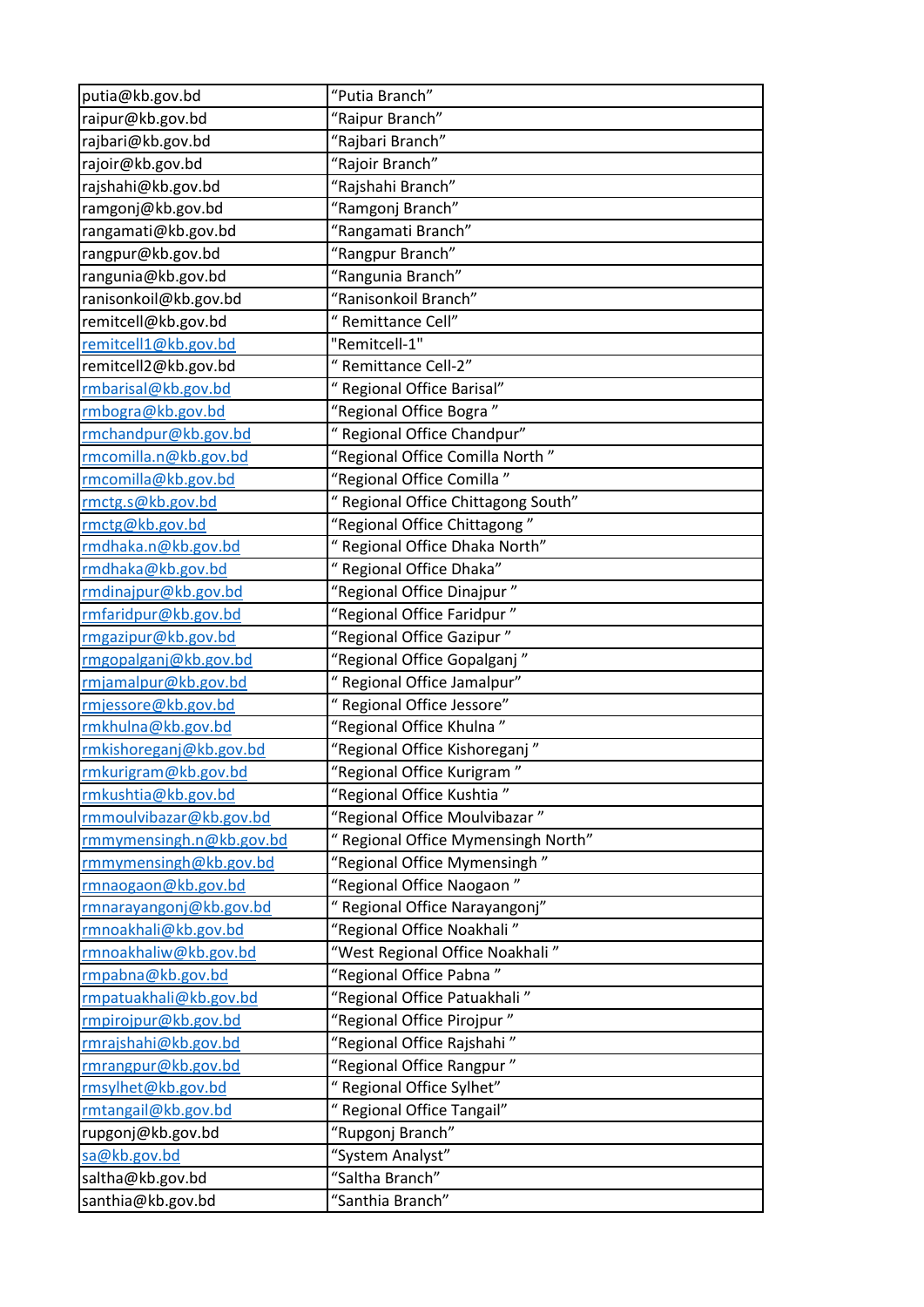| putia@kb.gov.bd | “Putia Branch” |
|---|---|
| raipur@kb.gov.bd | “Raipur Branch” |
| rajbari@kb.gov.bd | “Rajbari Branch” |
| rajoir@kb.gov.bd | “Rajoir Branch” |
| rajshahi@kb.gov.bd | “Rajshahi Branch” |
| ramgonj@kb.gov.bd | “Ramgonj Branch” |
| rangamati@kb.gov.bd | “Rangamati Branch” |
| rangpur@kb.gov.bd | “Rangpur Branch” |
| rangunia@kb.gov.bd | “Rangunia Branch” |
| ranisonkoil@kb.gov.bd | “Ranisonkoil Branch” |
| remitcell@kb.gov.bd | “ Remittance Cell” |
| remitcell1@kb.gov.bd | "Remitcell-1" |
| remitcell2@kb.gov.bd | “ Remittance Cell-2” |
| rmbarisal@kb.gov.bd | “ Regional Office Barisal” |
| rmbogra@kb.gov.bd | “Regional Office Bogra ” |
| rmchandpur@kb.gov.bd | “ Regional Office Chandpur” |
| rmcomilla.n@kb.gov.bd | “Regional Office Comilla North ” |
| rmcomilla@kb.gov.bd | “Regional Office Comilla ” |
| rmctg.s@kb.gov.bd | “ Regional Office Chittagong South” |
| rmctg@kb.gov.bd | “Regional Office Chittagong ” |
| rmdhaka.n@kb.gov.bd | “ Regional Office Dhaka North” |
| rmdhaka@kb.gov.bd | “ Regional Office Dhaka” |
| rmdinajpur@kb.gov.bd | “Regional Office Dinajpur ” |
| rmfaridpur@kb.gov.bd | “Regional Office Faridpur ” |
| rmgazipur@kb.gov.bd | “Regional Office Gazipur ” |
| rmgopalganj@kb.gov.bd | “Regional Office Gopalganj ” |
| rmjamalpur@kb.gov.bd | “ Regional Office Jamalpur” |
| rmjessore@kb.gov.bd | “ Regional Office Jessore” |
| rmkhulna@kb.gov.bd | “Regional Office Khulna ” |
| rmkishoreganj@kb.gov.bd | “Regional Office Kishoreganj ” |
| rmkurigram@kb.gov.bd | “Regional Office Kurigram ” |
| rmkushtia@kb.gov.bd | “Regional Office Kushtia ” |
| rmmoulvibazar@kb.gov.bd | “Regional Office Moulvibazar ” |
| rmmymensingh.n@kb.gov.bd | “ Regional Office Mymensingh North” |
| rmmymensingh@kb.gov.bd | “Regional Office Mymensingh ” |
| rmnaogaon@kb.gov.bd | “Regional Office Naogaon ” |
| rmnarayangonj@kb.gov.bd | “ Regional Office Narayangonj” |
| rmnoakhali@kb.gov.bd | “Regional Office Noakhali ” |
| rmnoakhaliw@kb.gov.bd | “West Regional Office Noakhali ” |
| rmpabna@kb.gov.bd | “Regional Office Pabna ” |
| rmpatuakhali@kb.gov.bd | “Regional Office Patuakhali ” |
| rmpirojpur@kb.gov.bd | “Regional Office Pirojpur ” |
| rmrajshahi@kb.gov.bd | “Regional Office Rajshahi ” |
| rmrangpur@kb.gov.bd | “Regional Office Rangpur ” |
| rmsylhet@kb.gov.bd | “ Regional Office Sylhet” |
| rmtangail@kb.gov.bd | “ Regional Office Tangail” |
| rupgonj@kb.gov.bd | “Rupgonj Branch” |
| sa@kb.gov.bd | “System Analyst” |
| saltha@kb.gov.bd | “Saltha Branch” |
| santhia@kb.gov.bd | “Santhia Branch” |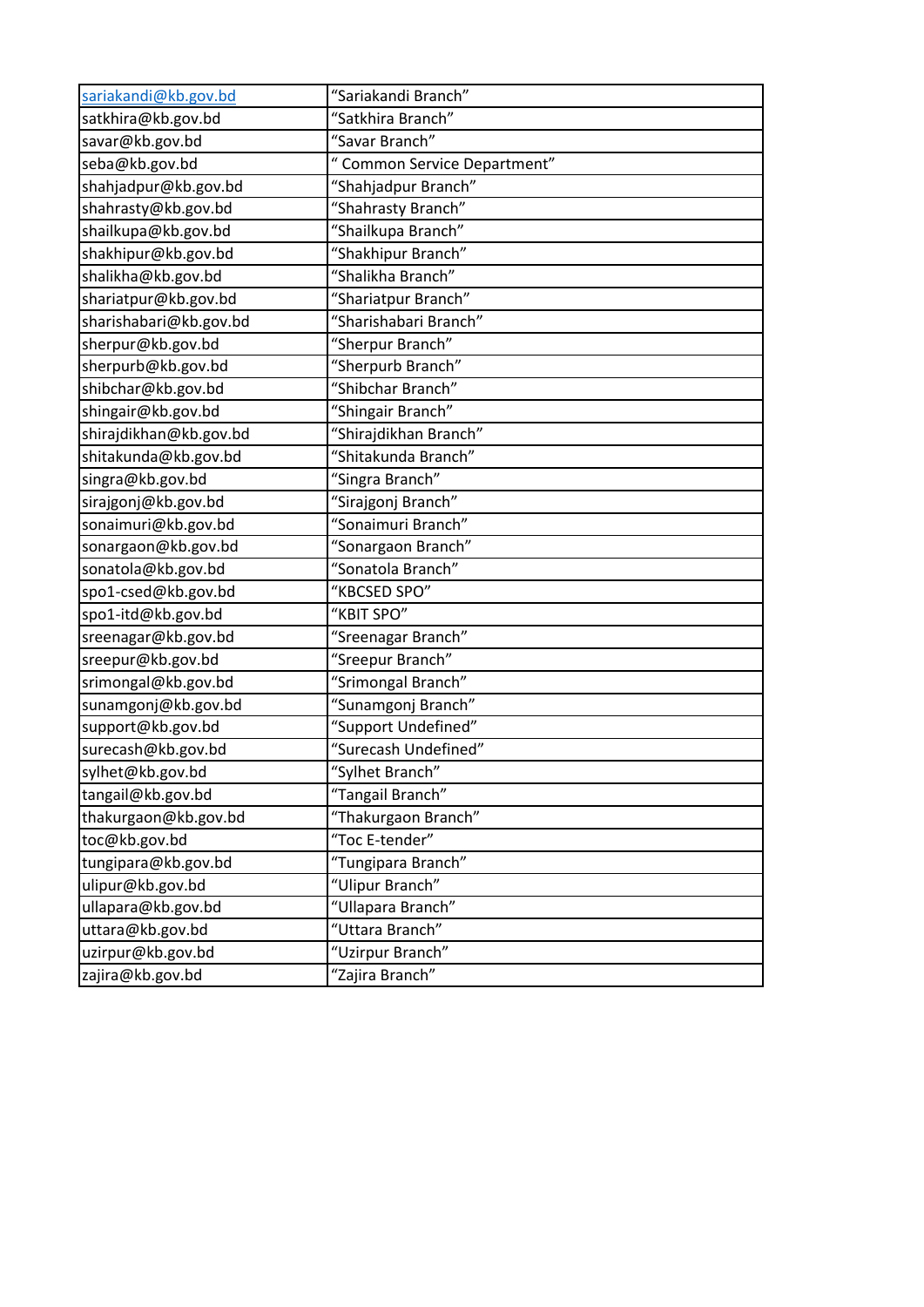| | |
|---|---|
| sariakandi@kb.gov.bd | “Sariakandi Branch” |
| satkhira@kb.gov.bd | “Satkhira Branch” |
| savar@kb.gov.bd | “Savar Branch” |
| seba@kb.gov.bd | “ Common Service Department” |
| shahjadpur@kb.gov.bd | “Shahjadpur Branch” |
| shahrasty@kb.gov.bd | “Shahrasty Branch” |
| shailkupa@kb.gov.bd | “Shailkupa Branch” |
| shakhipur@kb.gov.bd | “Shakhipur Branch” |
| shalikha@kb.gov.bd | “Shalikha Branch” |
| shariatpur@kb.gov.bd | “Shariatpur Branch” |
| sharishabari@kb.gov.bd | “Sharishabari Branch” |
| sherpur@kb.gov.bd | “Sherpur Branch” |
| sherpurb@kb.gov.bd | “Sherpurb Branch” |
| shibchar@kb.gov.bd | “Shibchar Branch” |
| shingair@kb.gov.bd | “Shingair Branch” |
| shirajdikhan@kb.gov.bd | “Shirajdikhan Branch” |
| shitakunda@kb.gov.bd | “Shitakunda Branch” |
| singra@kb.gov.bd | “Singra Branch” |
| sirajgonj@kb.gov.bd | “Sirajgonj Branch” |
| sonaimuri@kb.gov.bd | “Sonaimuri Branch” |
| sonargaon@kb.gov.bd | “Sonargaon Branch” |
| sonatola@kb.gov.bd | “Sonatola Branch” |
| spo1-csed@kb.gov.bd | “KBCSED SPO” |
| spo1-itd@kb.gov.bd | “KBIT SPO” |
| sreenagar@kb.gov.bd | “Sreenagar Branch” |
| sreepur@kb.gov.bd | “Sreepur Branch” |
| srimongal@kb.gov.bd | “Srimongal Branch” |
| sunamgonj@kb.gov.bd | “Sunamgonj Branch” |
| support@kb.gov.bd | “Support Undefined” |
| surecash@kb.gov.bd | “Surecash Undefined” |
| sylhet@kb.gov.bd | “Sylhet Branch” |
| tangail@kb.gov.bd | “Tangail Branch” |
| thakurgaon@kb.gov.bd | “Thakurgaon Branch” |
| toc@kb.gov.bd | “Toc E-tender” |
| tungipara@kb.gov.bd | “Tungipara Branch” |
| ulipur@kb.gov.bd | “Ulipur Branch” |
| ullapara@kb.gov.bd | “Ullapara Branch” |
| uttara@kb.gov.bd | “Uttara Branch” |
| uzirpur@kb.gov.bd | “Uzirpur Branch” |
| zajira@kb.gov.bd | “Zajira Branch” |